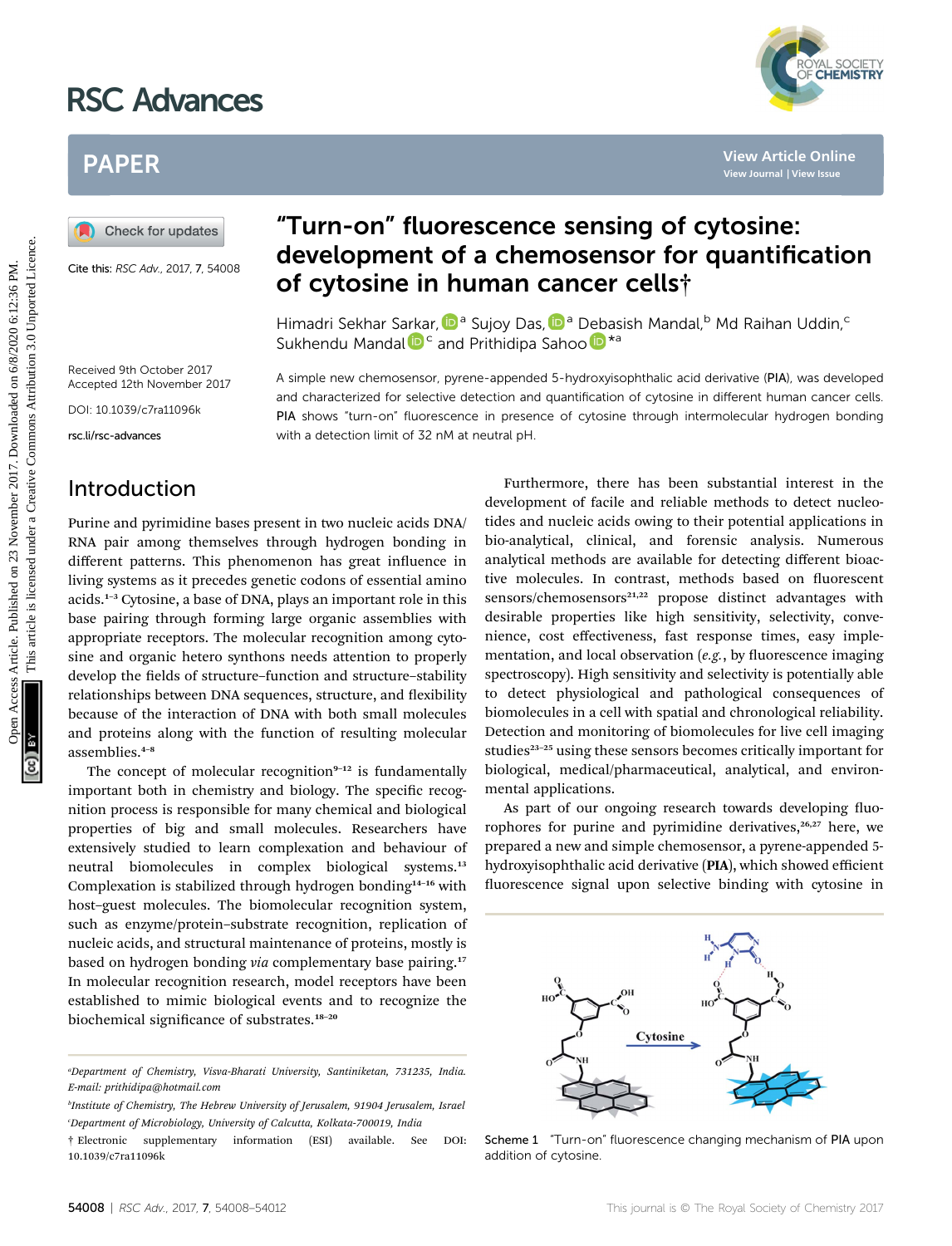# "Turn-on" fluorescence sensing of cytosine: development of a chemosensor for quantification of cytosine in human cancer cells†

Himadri Sekhar Sarkar,[a] Sujoy Das,[a] Debasish Mandal,[b] Md Raihan Uddin,[c] Sukhendu Mandal[c] and Prithidipa Sahoo*[a]

Cite this: *RSC Adv.*, 2017, 7, 54008

Received 9th October 2017
Accepted 12th November 2017

DOI: 10.1039/c7ra11096k

rsc.li/rsc-advances

A simple new chemosensor, pyrene-appended 5-hydroxyisophthalic acid derivative (**PIA**), was developed and characterized for selective detection and quantification of cytosine in different human cancer cells. **PIA** shows "turn-on" fluorescence in presence of cytosine through intermolecular hydrogen bonding with a detection limit of 32 nM at neutral pH.

## Introduction

Purine and pyrimidine bases present in two nucleic acids DNA/RNA pair among themselves through hydrogen bonding in different patterns. This phenomenon has great influence in living systems as it precedes genetic codons of essential amino acids.[1–3] Cytosine, a base of DNA, plays an important role in this base pairing through forming large organic assemblies with appropriate receptors. The molecular recognition among cytosine and organic hetero synthons needs attention to properly develop the fields of structure–function and structure–stability relationships between DNA sequences, structure, and flexibility because of the interaction of DNA with both small molecules and proteins along with the function of resulting molecular assemblies.[4–8]

The concept of molecular recognition[9–12] is fundamentally important both in chemistry and biology. The specific recognition process is responsible for many chemical and biological properties of big and small molecules. Researchers have extensively studied to learn complexation and behaviour of neutral biomolecules in complex biological systems.[13] Complexation is stabilized through hydrogen bonding[14–16] with host–guest molecules. The biomolecular recognition system, such as enzyme/protein–substrate recognition, replication of nucleic acids, and structural maintenance of proteins, mostly is based on hydrogen bonding *via* complementary base pairing.[17] In molecular recognition research, model receptors have been established to mimic biological events and to recognize the biochemical significance of substrates.[18–20]

Furthermore, there has been substantial interest in the development of facile and reliable methods to detect nucleotides and nucleic acids owing to their potential applications in bio-analytical, clinical, and forensic analysis. Numerous analytical methods are available for detecting different bioactive molecules. In contrast, methods based on fluorescent sensors/chemosensors[21,22] propose distinct advantages with desirable properties like high sensitivity, selectivity, convenience, cost effectiveness, fast response times, easy implementation, and local observation (*e.g.*, by fluorescence imaging spectroscopy). High sensitivity and selectivity is potentially able to detect physiological and pathological consequences of biomolecules in a cell with spatial and chronological reliability. Detection and monitoring of biomolecules for live cell imaging studies[23–25] using these sensors becomes critically important for biological, medical/pharmaceutical, analytical, and environmental applications.

As part of our ongoing research towards developing fluorophores for purine and pyrimidine derivatives,[26,27] here, we prepared a new and simple chemosensor, a pyrene-appended 5-hydroxyisophthalic acid derivative (**PIA**), which showed efficient fluorescence signal upon selective binding with cytosine in

Scheme 1 "Turn-on" fluorescence changing mechanism of **PIA** upon addition of cytosine.

[a]Department of Chemistry, Visva-Bharati University, Santiniketan, 731235, India. E-mail: prithidipa@hotmail.com

[b]Institute of Chemistry, The Hebrew University of Jerusalem, 91904 Jerusalem, Israel

[c]Department of Microbiology, University of Calcutta, Kolkata-700019, India

† Electronic supplementary information (ESI) available. See DOI: 10.1039/c7ra11096k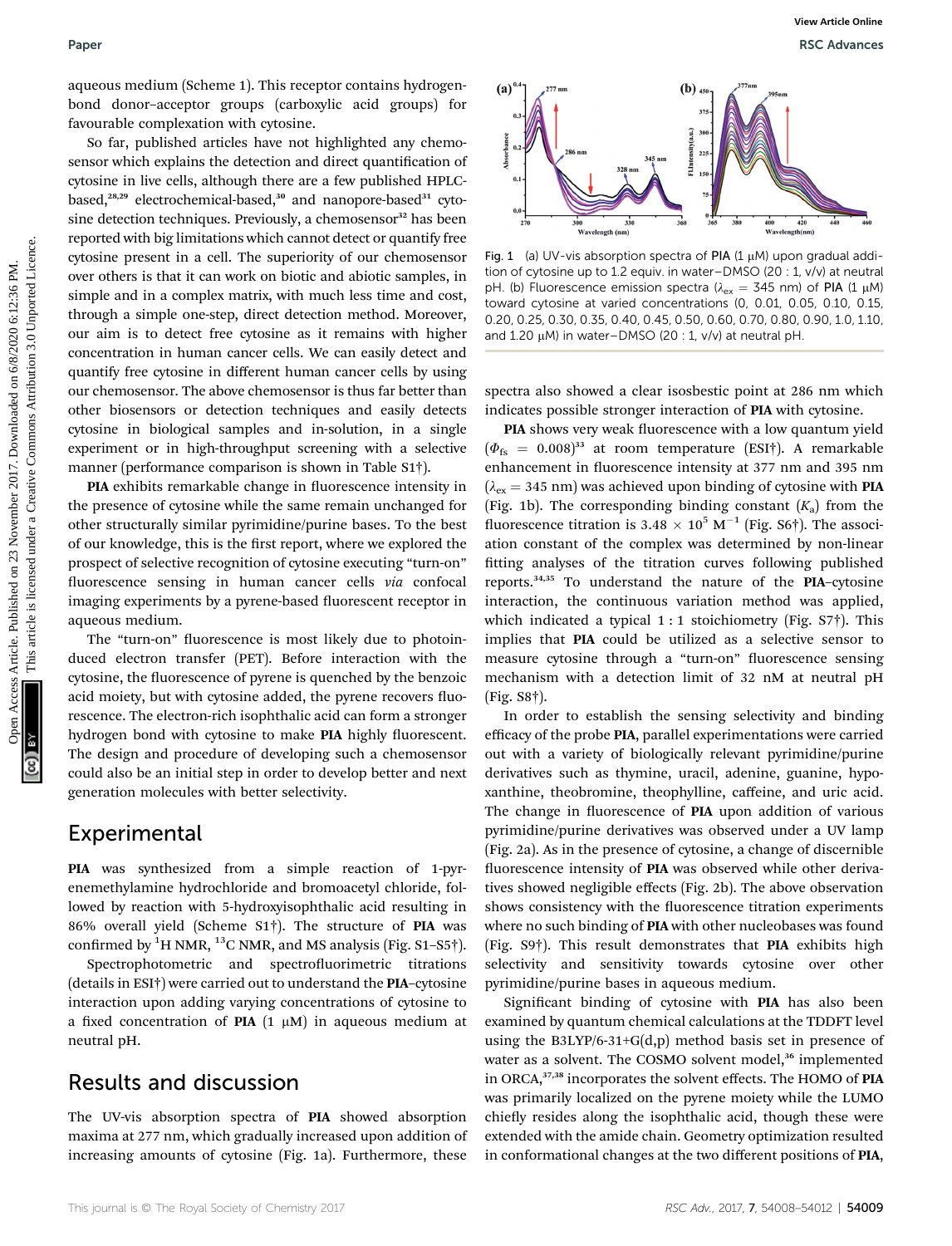aqueous medium (Scheme 1). This receptor contains hydrogen-bond donor–acceptor groups (carboxylic acid groups) for favourable complexation with cytosine.

So far, published articles have not highlighted any chemosensor which explains the detection and direct quantification of cytosine in live cells, although there are a few published HPLC-based,[28,29] electrochemical-based,[30] and nanopore-based[31] cytosine detection techniques. Previously, a chemosensor[32] has been reported with big limitations which cannot detect or quantify free cytosine present in a cell. The superiority of our chemosensor over others is that it can work on biotic and abiotic samples, in simple and in a complex matrix, with much less time and cost, through a simple one-step, direct detection method. Moreover, our aim is to detect free cytosine as it remains with higher concentration in human cancer cells. We can easily detect and quantify free cytosine in different human cancer cells by using our chemosensor. The above chemosensor is thus far better than other biosensors or detection techniques and easily detects cytosine in biological samples and in-solution, in a single experiment or in high-throughput screening with a selective manner (performance comparison is shown in Table S1†).

**PIA** exhibits remarkable change in fluorescence intensity in the presence of cytosine while the same remain unchanged for other structurally similar pyrimidine/purine bases. To the best of our knowledge, this is the first report, where we explored the prospect of selective recognition of cytosine executing "turn-on" fluorescence sensing in human cancer cells *via* confocal imaging experiments by a pyrene-based fluorescent receptor in aqueous medium.

The "turn-on" fluorescence is most likely due to photoinduced electron transfer (PET). Before interaction with the cytosine, the fluorescence of pyrene is quenched by the benzoic acid moiety, but with cytosine added, the pyrene recovers fluorescence. The electron-rich isophthalic acid can form a stronger hydrogen bond with cytosine to make **PIA** highly fluorescent. The design and procedure of developing such a chemosensor could also be an initial step in order to develop better and next generation molecules with better selectivity.

## Experimental

**PIA** was synthesized from a simple reaction of 1-pyrenemethylamine hydrochloride and bromoacetyl chloride, followed by reaction with 5-hydroxyisophthalic acid resulting in 86% overall yield (Scheme S1†). The structure of **PIA** was confirmed by $^{1}$H NMR, $^{13}$C NMR, and MS analysis (Fig. S1–S5†).

Spectrophotometric and spectrofluorimetric titrations (details in ESI†) were carried out to understand the **PIA**–cytosine interaction upon adding varying concentrations of cytosine to a fixed concentration of **PIA** (1 μM) in aqueous medium at neutral pH.

## Results and discussion

The UV-vis absorption spectra of **PIA** showed absorption maxima at 277 nm, which gradually increased upon addition of increasing amounts of cytosine (Fig. 1a). Furthermore, these spectra also showed a clear isosbestic point at 286 nm which indicates possible stronger interaction of **PIA** with cytosine.

Fig. 1 (a) UV-vis absorption spectra of **PIA** (1 μM) upon gradual addition of cytosine up to 1.2 equiv. in water–DMSO (20 : 1, v/v) at neutral pH. (b) Fluorescence emission spectra ($\lambda_{ex}$ = 345 nm) of **PIA** (1 μM) toward cytosine at varied concentrations (0, 0.01, 0.05, 0.10, 0.15, 0.20, 0.25, 0.30, 0.35, 0.40, 0.45, 0.50, 0.60, 0.70, 0.80, 0.90, 1.0, 1.10, and 1.20 μM) in water–DMSO (20 : 1, v/v) at neutral pH.

**PIA** shows very weak fluorescence with a low quantum yield ($\Phi_{fs}$ = 0.008)[33] at room temperature (ESI†). A remarkable enhancement in fluorescence intensity at 377 nm and 395 nm ($\lambda_{ex}$ = 345 nm) was achieved upon binding of cytosine with **PIA** (Fig. 1b). The corresponding binding constant ($K_a$) from the fluorescence titration is $3.48 \times 10^{5}$ M$^{-1}$ (Fig. S6†). The association constant of the complex was determined by non-linear fitting analyses of the titration curves following published reports.[34,35] To understand the nature of the **PIA**–cytosine interaction, the continuous variation method was applied, which indicated a typical 1 : 1 stoichiometry (Fig. S7†). This implies that **PIA** could be utilized as a selective sensor to measure cytosine through a "turn-on" fluorescence sensing mechanism with a detection limit of 32 nM at neutral pH (Fig. S8†).

In order to establish the sensing selectivity and binding efficacy of the probe **PIA**, parallel experimentations were carried out with a variety of biologically relevant pyrimidine/purine derivatives such as thymine, uracil, adenine, guanine, hypoxanthine, theobromine, theophylline, caffeine, and uric acid. The change in fluorescence of **PIA** upon addition of various pyrimidine/purine derivatives was observed under a UV lamp (Fig. 2a). As in the presence of cytosine, a change of discernible fluorescence intensity of **PIA** was observed while other derivatives showed negligible effects (Fig. 2b). The above observation shows consistency with the fluorescence titration experiments where no such binding of **PIA** with other nucleobases was found (Fig. S9†). This result demonstrates that **PIA** exhibits high selectivity and sensitivity towards cytosine over other pyrimidine/purine bases in aqueous medium.

Significant binding of cytosine with **PIA** has also been examined by quantum chemical calculations at the TDDFT level using the B3LYP/6-31+G(d,p) method basis set in presence of water as a solvent. The COSMO solvent model,[36] implemented in ORCA,[37,38] incorporates the solvent effects. The HOMO of **PIA** was primarily localized on the pyrene moiety while the LUMO chiefly resides along the isophthalic acid, though these were extended with the amide chain. Geometry optimization resulted in conformational changes at the two different positions of **PIA**,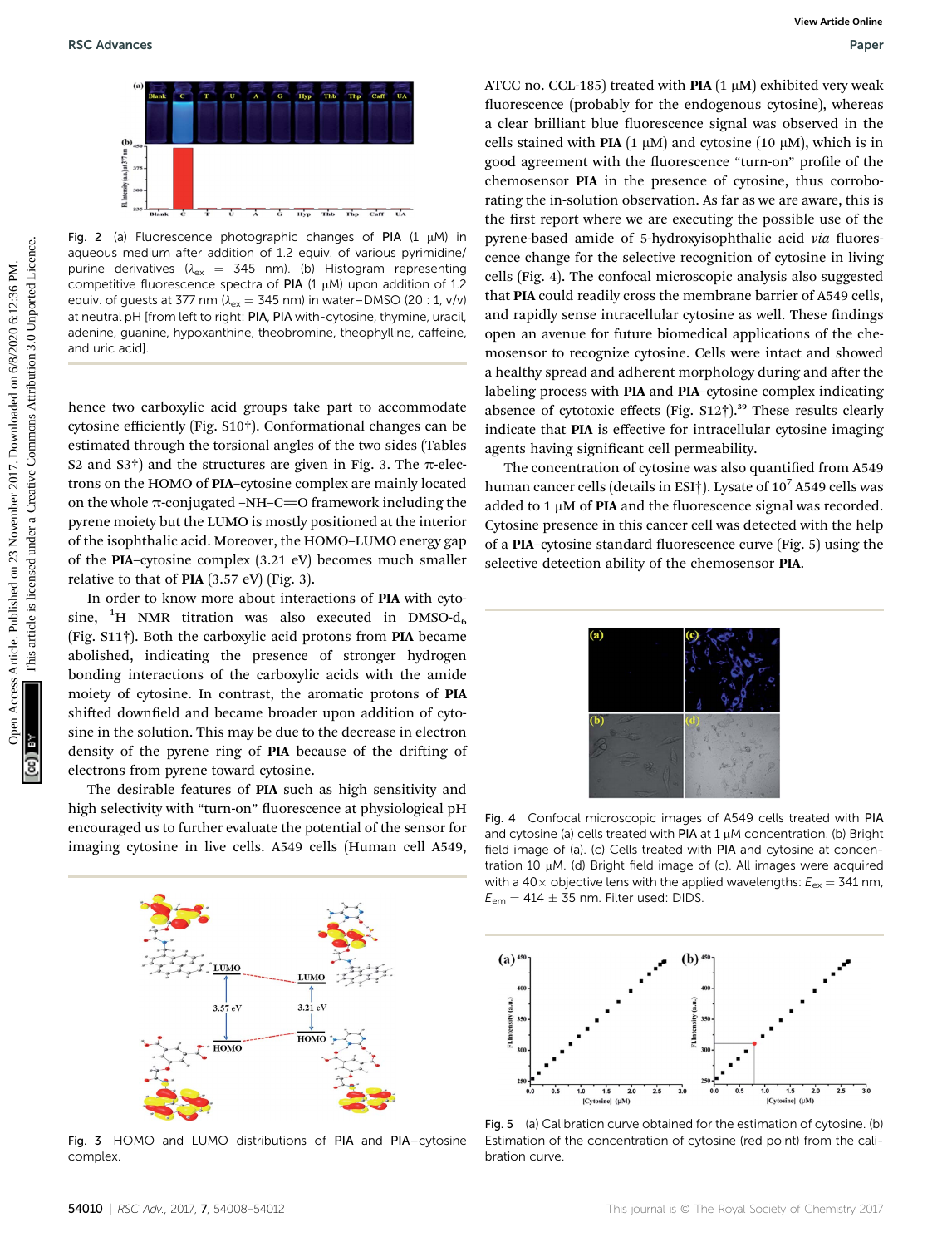Fig. 2 (a) Fluorescence photographic changes of PIA (1 μM) in aqueous medium after addition of 1.2 equiv. of various pyrimidine/purine derivatives ($\lambda_{ex}$ = 345 nm). (b) Histogram representing competitive fluorescence spectra of PIA (1 μM) upon addition of 1.2 equiv. of guests at 377 nm ($\lambda_{ex}$ = 345 nm) in water–DMSO (20 : 1, v/v) at neutral pH [from left to right: PIA, PIA with-cytosine, thymine, uracil, adenine, guanine, hypoxanthine, theobromine, theophylline, caffeine, and uric acid].

hence two carboxylic acid groups take part to accommodate cytosine efficiently (Fig. S10†). Conformational changes can be estimated through the torsional angles of the two sides (Tables S2 and S3†) and the structures are given in Fig. 3. The π-electrons on the HOMO of **PIA**–cytosine complex are mainly located on the whole π-conjugated –NH–C=O framework including the pyrene moiety but the LUMO is mostly positioned at the interior of the isophthalic acid. Moreover, the HOMO–LUMO energy gap of the **PIA**–cytosine complex (3.21 eV) becomes much smaller relative to that of **PIA** (3.57 eV) (Fig. 3).

In order to know more about interactions of **PIA** with cytosine, $^1$H NMR titration was also executed in DMSO-d$_6$ (Fig. S11†). Both the carboxylic acid protons from **PIA** became abolished, indicating the presence of stronger hydrogen bonding interactions of the carboxylic acids with the amide moiety of cytosine. In contrast, the aromatic protons of **PIA** shifted downfield and became broader upon addition of cytosine in the solution. This may be due to the decrease in electron density of the pyrene ring of **PIA** because of the drifting of electrons from pyrene toward cytosine.

The desirable features of **PIA** such as high sensitivity and high selectivity with "turn-on" fluorescence at physiological pH encouraged us to further evaluate the potential of the sensor for imaging cytosine in live cells. A549 cells (Human cell A549, ATCC no. CCL-185) treated with **PIA** (1 μM) exhibited very weak fluorescence (probably for the endogenous cytosine), whereas a clear brilliant blue fluorescence signal was observed in the cells stained with **PIA** (1 μM) and cytosine (10 μM), which is in good agreement with the fluorescence "turn-on" profile of the chemosensor **PIA** in the presence of cytosine, thus corroborating the in-solution observation. As far as we are aware, this is the first report where we are executing the possible use of the pyrene-based amide of 5-hydroxyisophthalic acid *via* fluorescence change for the selective recognition of cytosine in living cells (Fig. 4). The confocal microscopic analysis also suggested that **PIA** could readily cross the membrane barrier of A549 cells, and rapidly sense intracellular cytosine as well. These findings open an avenue for future biomedical applications of the chemosensor to recognize cytosine. Cells were intact and showed a healthy spread and adherent morphology during and after the labeling process with **PIA** and **PIA**–cytosine complex indicating absence of cytotoxic effects (Fig. S12†).[39] These results clearly indicate that **PIA** is effective for intracellular cytosine imaging agents having significant cell permeability.

The concentration of cytosine was also quantified from A549 human cancer cells (details in ESI†). Lysate of $10^7$ A549 cells was added to 1 μM of **PIA** and the fluorescence signal was recorded. Cytosine presence in this cancer cell was detected with the help of a **PIA**–cytosine standard fluorescence curve (Fig. 5) using the selective detection ability of the chemosensor **PIA**.

Fig. 3 HOMO and LUMO distributions of PIA and PIA–cytosine complex.

Fig. 4 Confocal microscopic images of A549 cells treated with PIA and cytosine (a) cells treated with PIA at 1 μM concentration. (b) Bright field image of (a). (c) Cells treated with PIA and cytosine at concentration 10 μM. (d) Bright field image of (c). All images were acquired with a 40× objective lens with the applied wavelengths: $E_{ex}$ = 341 nm, $E_{em}$ = 414 ± 35 nm. Filter used: DIDS.

Fig. 5 (a) Calibration curve obtained for the estimation of cytosine. (b) Estimation of the concentration of cytosine (red point) from the calibration curve.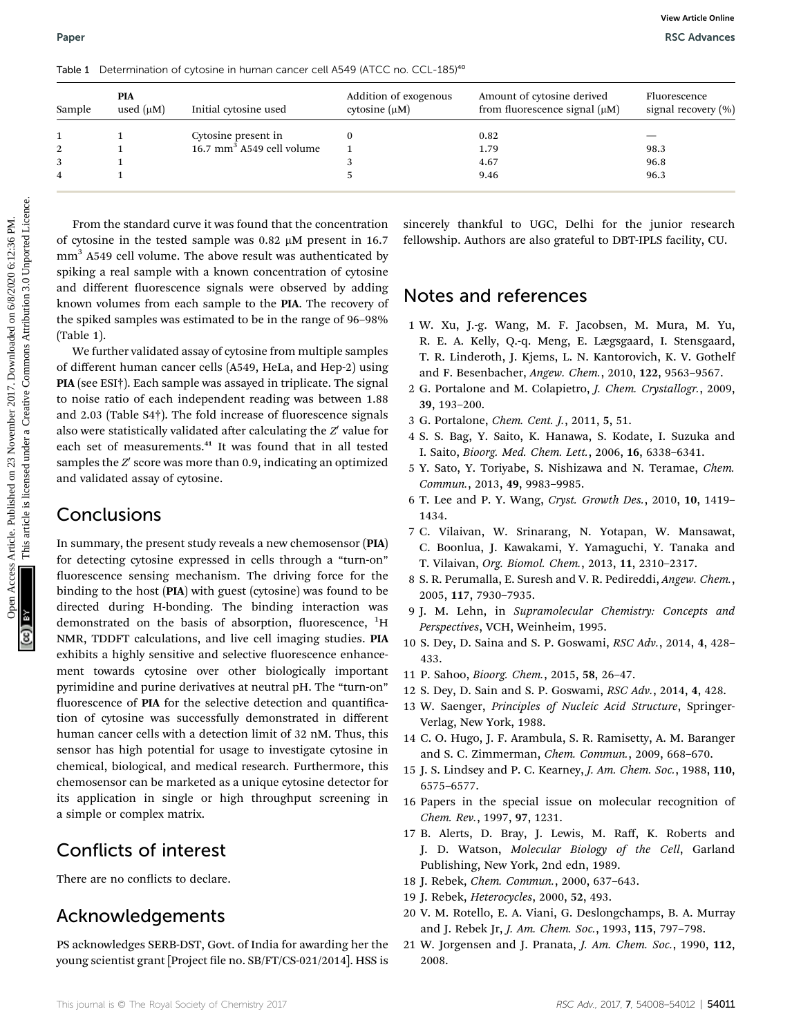Table 1 Determination of cytosine in human cancer cell A549 (ATCC no. CCL-185)[40]

| Sample | PIA used (μM) | Initial cytosine used | Addition of exogenous cytosine (μM) | Amount of cytosine derived from fluorescence signal (μM) | Fluorescence signal recovery (%) |
|---|---|---|---|---|---|
| 1 | 1 | Cytosine present in 16.7 $mm^3$ A549 cell volume | 0 | 0.82 | — |
| 2 | 1 | | 1 | 1.79 | 98.3 |
| 3 | 1 | | 3 | 4.67 | 96.8 |
| 4 | 1 | | 5 | 9.46 | 96.3 |

From the standard curve it was found that the concentration of cytosine in the tested sample was 0.82 μM present in 16.7 $mm^3$ A549 cell volume. The above result was authenticated by spiking a real sample with a known concentration of cytosine and different fluorescence signals were observed by adding known volumes from each sample to the **PIA**. The recovery of the spiked samples was estimated to be in the range of 96–98% (Table 1).

We further validated assay of cytosine from multiple samples of different human cancer cells (A549, HeLa, and Hep-2) using **PIA** (see ESI†). Each sample was assayed in triplicate. The signal to noise ratio of each independent reading was between 1.88 and 2.03 (Table S4†). The fold increase of fluorescence signals also were statistically validated after calculating the $Z'$ value for each set of measurements.[41] It was found that in all tested samples the $Z'$ score was more than 0.9, indicating an optimized and validated assay of cytosine.

## Conclusions

In summary, the present study reveals a new chemosensor (**PIA**) for detecting cytosine expressed in cells through a "turn-on" fluorescence sensing mechanism. The driving force for the binding to the host (**PIA**) with guest (cytosine) was found to be directed during H-bonding. The binding interaction was demonstrated on the basis of absorption, fluorescence, $^{1}H$ NMR, TDDFT calculations, and live cell imaging studies. **PIA** exhibits a highly sensitive and selective fluorescence enhancement towards cytosine over other biologically important pyrimidine and purine derivatives at neutral pH. The "turn-on" fluorescence of **PIA** for the selective detection and quantification of cytosine was successfully demonstrated in different human cancer cells with a detection limit of 32 nM. Thus, this sensor has high potential for usage to investigate cytosine in chemical, biological, and medical research. Furthermore, this chemosensor can be marketed as a unique cytosine detector for its application in single or high throughput screening in a simple or complex matrix.

## Conflicts of interest

There are no conflicts to declare.

## Acknowledgements

PS acknowledges SERB-DST, Govt. of India for awarding her the young scientist grant [Project file no. SB/FT/CS-021/2014]. HSS is sincerely thankful to UGC, Delhi for the junior research fellowship. Authors are also grateful to DBT-IPLS facility, CU.

## Notes and references

1. W. Xu, J.-g. Wang, M. F. Jacobsen, M. Mura, M. Yu, R. E. A. Kelly, Q.-q. Meng, E. Lægsgaard, I. Stensgaard, T. R. Linderoth, J. Kjems, L. N. Kantorovich, K. V. Gothelf and F. Besenbacher, *Angew. Chem.*, 2010, **122**, 9563–9567.
2. G. Portalone and M. Colapietro, *J. Chem. Crystallogr.*, 2009, **39**, 193–200.
3. G. Portalone, *Chem. Cent. J.*, 2011, **5**, 51.
4. S. S. Bag, Y. Saito, K. Hanawa, S. Kodate, I. Suzuka and I. Saito, *Bioorg. Med. Chem. Lett.*, 2006, **16**, 6338–6341.
5. Y. Sato, Y. Toriyabe, S. Nishizawa and N. Teramae, *Chem. Commun.*, 2013, **49**, 9983–9985.
6. T. Lee and P. Y. Wang, *Cryst. Growth Des.*, 2010, **10**, 1419–1434.
7. C. Vilaivan, W. Srinarang, N. Yotapan, W. Mansawat, C. Boonlua, J. Kawakami, Y. Yamaguchi, Y. Tanaka and T. Vilaivan, *Org. Biomol. Chem.*, 2013, **11**, 2310–2317.
8. S. R. Perumalla, E. Suresh and V. R. Pedireddi, *Angew. Chem.*, 2005, **117**, 7930–7935.
9. J. M. Lehn, in *Supramolecular Chemistry: Concepts and Perspectives*, VCH, Weinheim, 1995.
10. S. Dey, D. Saina and S. P. Goswami, *RSC Adv.*, 2014, **4**, 428–433.
11. P. Sahoo, *Bioorg. Chem.*, 2015, **58**, 26–47.
12. S. Dey, D. Sain and S. P. Goswami, *RSC Adv.*, 2014, **4**, 428.
13. W. Saenger, *Principles of Nucleic Acid Structure*, Springer-Verlag, New York, 1988.
14. C. O. Hugo, J. F. Arambula, S. R. Ramisetty, A. M. Baranger and S. C. Zimmerman, *Chem. Commun.*, 2009, 668–670.
15. J. S. Lindsey and P. C. Kearney, *J. Am. Chem. Soc.*, 1988, **110**, 6575–6577.
16. Papers in the special issue on molecular recognition of *Chem. Rev.*, 1997, **97**, 1231.
17. B. Alerts, D. Bray, J. Lewis, M. Raff, K. Roberts and J. D. Watson, *Molecular Biology of the Cell*, Garland Publishing, New York, 2nd edn, 1989.
18. J. Rebek, *Chem. Commun.*, 2000, 637–643.
19. J. Rebek, *Heterocycles*, 2000, **52**, 493.
20. V. M. Rotello, E. A. Viani, G. Deslongchamps, B. A. Murray and J. Rebek Jr, *J. Am. Chem. Soc.*, 1993, **115**, 797–798.
21. W. Jorgensen and J. Pranata, *J. Am. Chem. Soc.*, 1990, **112**, 2008.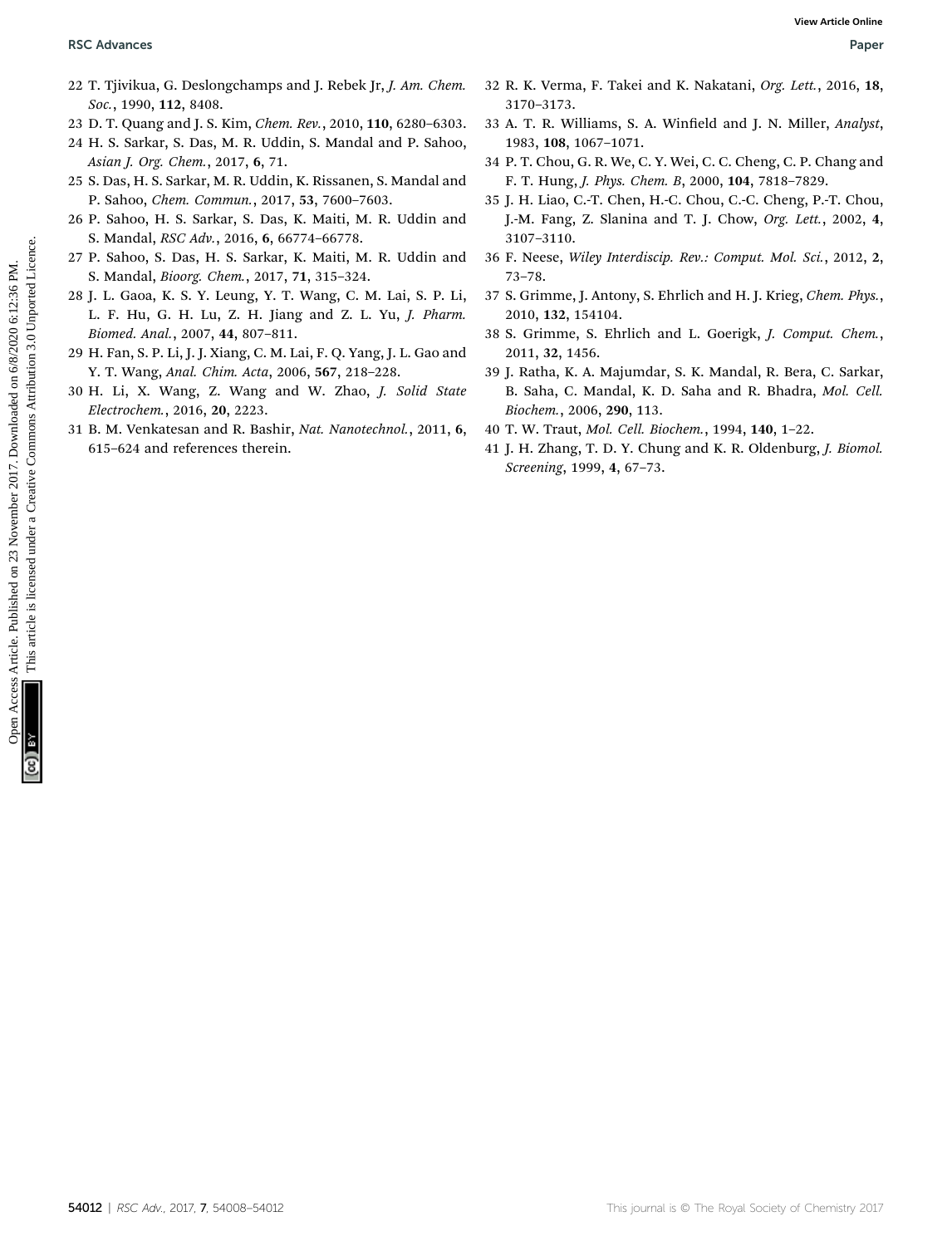22 T. Tjivikua, G. Deslongchamps and J. Rebek Jr, *J. Am. Chem. Soc.*, 1990, **112**, 8408.

23 D. T. Quang and J. S. Kim, *Chem. Rev.*, 2010, **110**, 6280–6303.

24 H. S. Sarkar, S. Das, M. R. Uddin, S. Mandal and P. Sahoo, *Asian J. Org. Chem.*, 2017, **6**, 71.

25 S. Das, H. S. Sarkar, M. R. Uddin, K. Rissanen, S. Mandal and P. Sahoo, *Chem. Commun.*, 2017, **53**, 7600–7603.

26 P. Sahoo, H. S. Sarkar, S. Das, K. Maiti, M. R. Uddin and S. Mandal, *RSC Adv.*, 2016, **6**, 66774–66778.

27 P. Sahoo, S. Das, H. S. Sarkar, K. Maiti, M. R. Uddin and S. Mandal, *Bioorg. Chem.*, 2017, **71**, 315–324.

28 J. L. Gaoa, K. S. Y. Leung, Y. T. Wang, C. M. Lai, S. P. Li, L. F. Hu, G. H. Lu, Z. H. Jiang and Z. L. Yu, *J. Pharm. Biomed. Anal.*, 2007, **44**, 807–811.

29 H. Fan, S. P. Li, J. J. Xiang, C. M. Lai, F. Q. Yang, J. L. Gao and Y. T. Wang, *Anal. Chim. Acta*, 2006, **567**, 218–228.

30 H. Li, X. Wang, Z. Wang and W. Zhao, *J. Solid State Electrochem.*, 2016, **20**, 2223.

31 B. M. Venkatesan and R. Bashir, *Nat. Nanotechnol.*, 2011, **6**, 615–624 and references therein.

32 R. K. Verma, F. Takei and K. Nakatani, *Org. Lett.*, 2016, **18**, 3170–3173.

33 A. T. R. Williams, S. A. Winfield and J. N. Miller, *Analyst*, 1983, **108**, 1067–1071.

34 P. T. Chou, G. R. We, C. Y. Wei, C. C. Cheng, C. P. Chang and F. T. Hung, *J. Phys. Chem. B*, 2000, **104**, 7818–7829.

35 J. H. Liao, C.-T. Chen, H.-C. Chou, C.-C. Cheng, P.-T. Chou, J.-M. Fang, Z. Slanina and T. J. Chow, *Org. Lett.*, 2002, **4**, 3107–3110.

36 F. Neese, *Wiley Interdiscip. Rev.: Comput. Mol. Sci.*, 2012, **2**, 73–78.

37 S. Grimme, J. Antony, S. Ehrlich and H. J. Krieg, *Chem. Phys.*, 2010, **132**, 154104.

38 S. Grimme, S. Ehrlich and L. Goerigk, *J. Comput. Chem.*, 2011, **32**, 1456.

39 J. Ratha, K. A. Majumdar, S. K. Mandal, R. Bera, C. Sarkar, B. Saha, C. Mandal, K. D. Saha and R. Bhadra, *Mol. Cell. Biochem.*, 2006, **290**, 113.

40 T. W. Traut, *Mol. Cell. Biochem.*, 1994, **140**, 1–22.

41 J. H. Zhang, T. D. Y. Chung and K. R. Oldenburg, *J. Biomol. Screening*, 1999, **4**, 67–73.